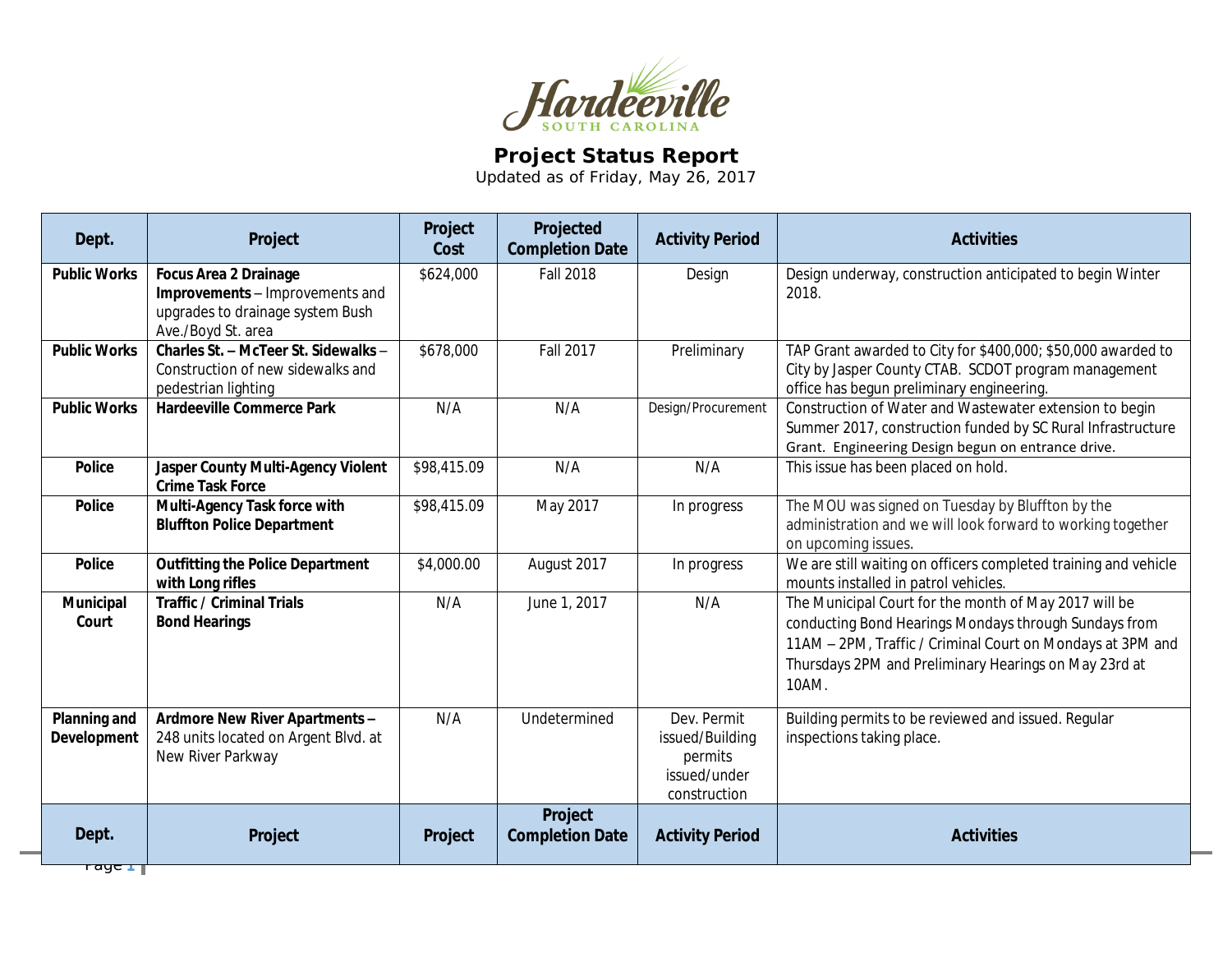# Hardeeville

SOUTH CAROLINA

## Project Status Report

Updated as of Friday, May 26, 2017

| Dept. | Project | Project Cost | Projected Completion Date | Activity Period | Activities |
|---|---|---|---|---|---|
| **Public Works** | **Focus Area 2 Drainage Improvements** – Improvements and upgrades to drainage system Bush Ave./Boyd St. area | $624,000 | Fall 2018 | Design | Design underway, construction anticipated to begin Winter 2018. |
| **Public Works** | **Charles St. – McTeer St. Sidewalks** – Construction of new sidewalks and pedestrian lighting | $678,000 | Fall 2017 | Preliminary | TAP Grant awarded to City for $400,000; $50,000 awarded to City by Jasper County CTAB. SCDOT program management office has begun preliminary engineering. |
| **Public Works** | **Hardeeville Commerce Park** | N/A | N/A | Design/Procurement | Construction of Water and Wastewater extension to begin Summer 2017, construction funded by SC Rural Infrastructure Grant. Engineering Design begun on entrance drive. |
| **Police** | **Jasper County Multi-Agency Violent Crime Task Force** | $98,415.09 | N/A | N/A | This issue has been placed on hold. |
| **Police** | **Multi-Agency Task force with Bluffton Police Department** | $98,415.09 | May 2017 | In progress | The MOU was signed on Tuesday by Bluffton by the administration and we will look forward to working together on upcoming issues. |
| **Police** | **Outfitting the Police Department with Long rifles** | $4,000.00 | August 2017 | In progress | We are still waiting on officers completed training and vehicle mounts installed in patrol vehicles. |
| **Municipal Court** | **Traffic / Criminal Trials Bond Hearings** | N/A | June 1, 2017 | N/A | The Municipal Court for the month of May 2017 will be conducting Bond Hearings Mondays through Sundays from 11AM – 2PM, Traffic / Criminal Court on Mondays at 3PM and Thursdays 2PM and Preliminary Hearings on May 23rd at 10AM. |
| **Planning and Development** | **Ardmore New River Apartments** – 248 units located on Argent Blvd. at New River Parkway | N/A | Undetermined | Dev. Permit issued/Building permits issued/under construction | Building permits to be reviewed and issued. Regular inspections taking place. |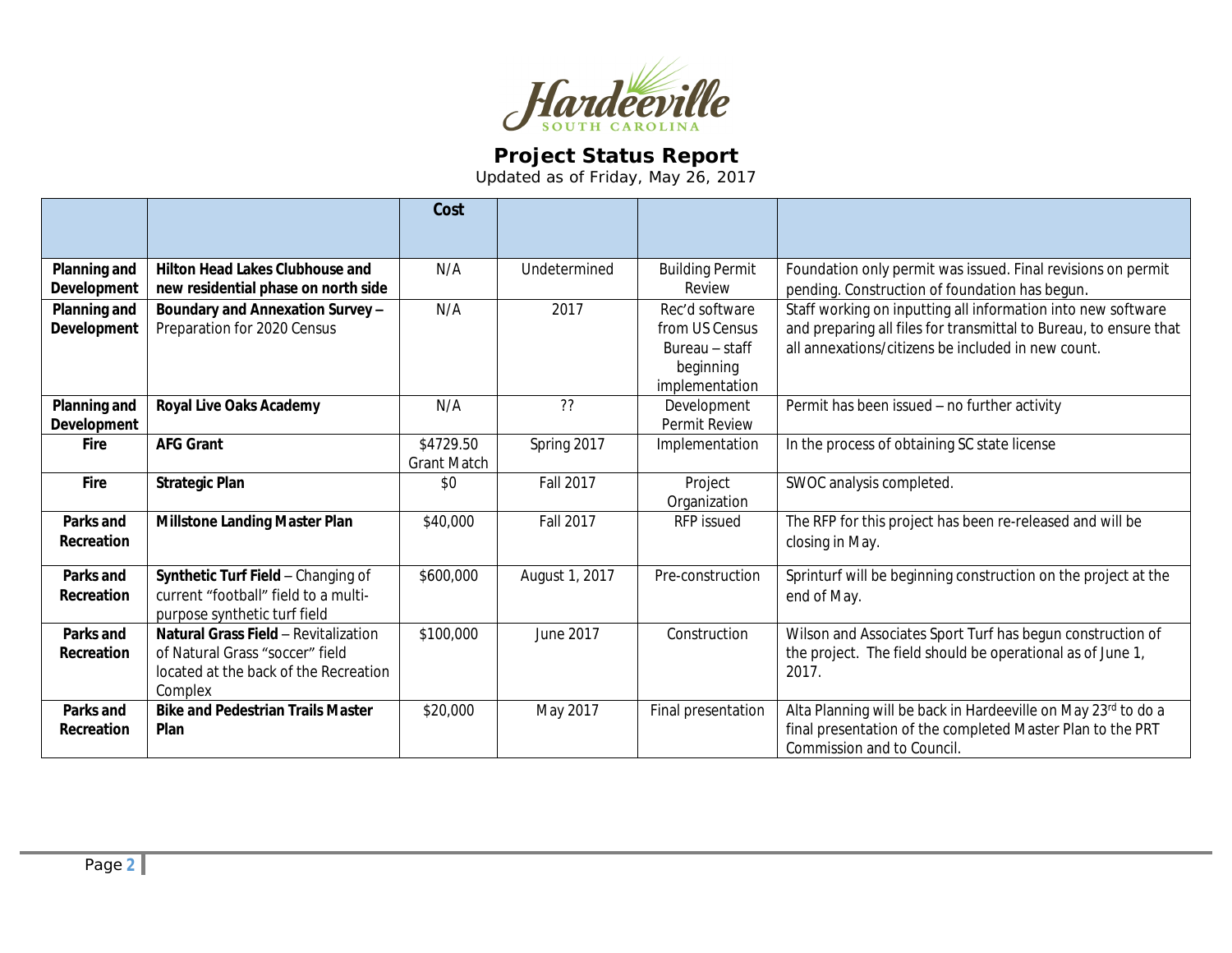Hardeeville SOUTH CAROLINA

# Project Status Report

Updated as of Friday, May 26, 2017

| | | Cost | | | |
|---|---|---|---|---|---|
| **Planning and Development** | **Hilton Head Lakes Clubhouse and new residential phase on north side** | N/A | Undetermined | Building Permit Review | Foundation only permit was issued. Final revisions on permit pending. Construction of foundation has begun. |
| **Planning and Development** | **Boundary and Annexation Survey –** Preparation for 2020 Census | N/A | 2017 | Rec'd software from US Census Bureau – staff beginning implementation | Staff working on inputting all information into new software and preparing all files for transmittal to Bureau, to ensure that all annexations/citizens be included in new count. |
| **Planning and Development** | **Royal Live Oaks Academy** | N/A | ?? | Development Permit Review | Permit has been issued – no further activity |
| **Fire** | **AFG Grant** | $4729.50 Grant Match | Spring 2017 | Implementation | In the process of obtaining SC state license |
| **Fire** | **Strategic Plan** | $0 | Fall 2017 | Project Organization | SWOC analysis completed. |
| **Parks and Recreation** | **Millstone Landing Master Plan** | $40,000 | Fall 2017 | RFP issued | The RFP for this project has been re-released and will be closing in May. |
| **Parks and Recreation** | **Synthetic Turf Field** – Changing of current "football" field to a multi-purpose synthetic turf field | $600,000 | August 1, 2017 | Pre-construction | Sprinturf will be beginning construction on the project at the end of May. |
| **Parks and Recreation** | **Natural Grass Field** – Revitalization of Natural Grass "soccer" field located at the back of the Recreation Complex | $100,000 | June 2017 | Construction | Wilson and Associates Sport Turf has begun construction of the project. The field should be operational as of June 1, 2017. |
| **Parks and Recreation** | **Bike and Pedestrian Trails Master Plan** | $20,000 | May 2017 | Final presentation | Alta Planning will be back in Hardeeville on May 23rd to do a final presentation of the completed Master Plan to the PRT Commission and to Council. |